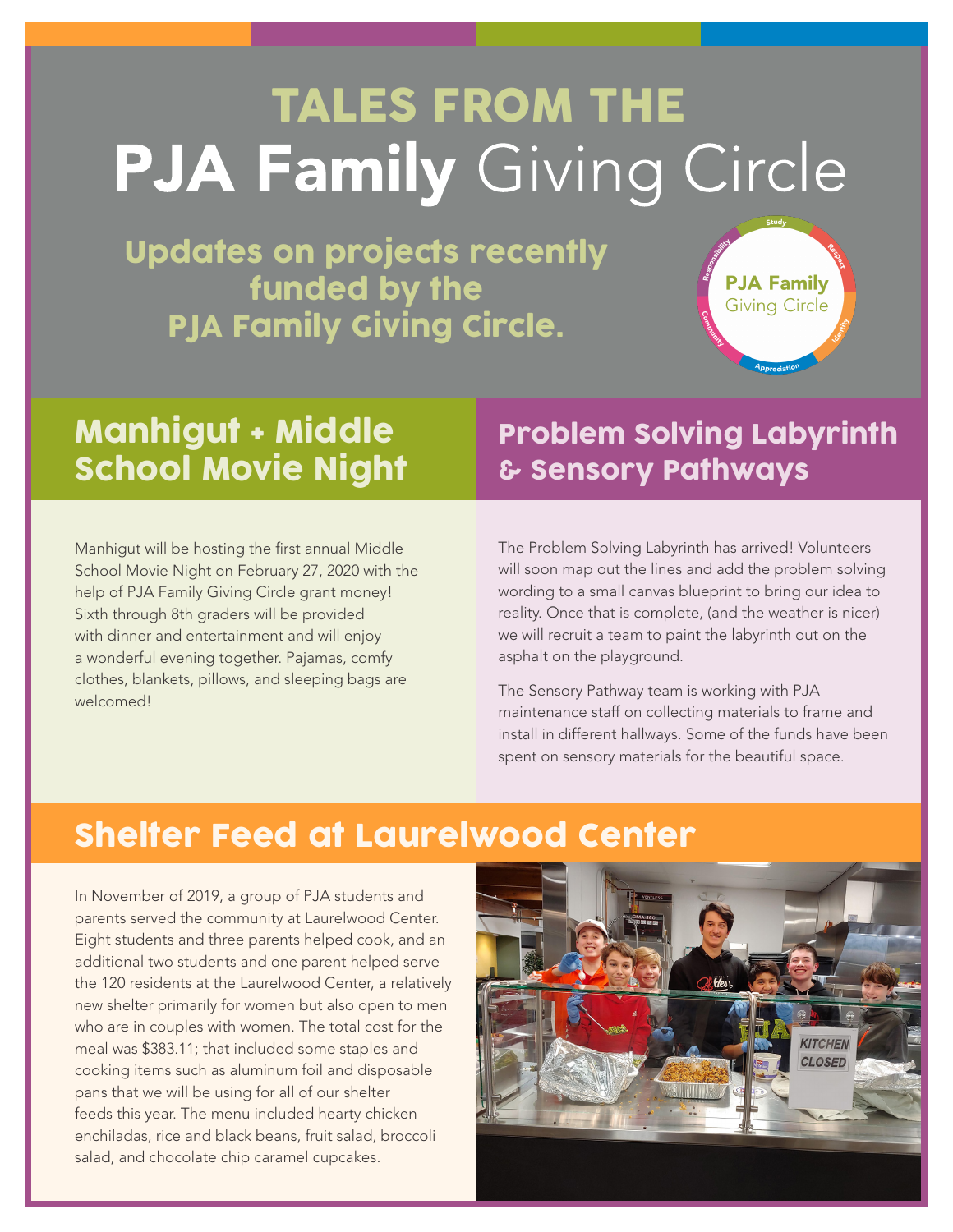# TALES FROM THE PJA Family Giving Circle

**Updates on projects recently funded by the PJA Family Giving Circle.**

## Manhigut + Middle School Movie Night

Manhigut will be hosting the first annual Middle School Movie Night on February 27, 2020 with the help of PJA Family Giving Circle grant money! Sixth through 8th graders will be provided with dinner and entertainment and will enjoy a wonderful evening together. Pajamas, comfy clothes, blankets, pillows, and sleeping bags are welcomed!

## Problem Solving Labyrinth & Sensory Pathways

The Problem Solving Labyrinth has arrived! Volunteers will soon map out the lines and add the problem solving wording to a small canvas blueprint to bring our idea to reality. Once that is complete, (and the weather is nicer) we will recruit a team to paint the labyrinth out on the asphalt on the playground.

The Sensory Pathway team is working with PJA maintenance staff on collecting materials to frame and install in different hallways. Some of the funds have been spent on sensory materials for the beautiful space.

## Shelter Feed at Laurelwood Center

In November of 2019, a group of PJA students and parents served the community at Laurelwood Center. Eight students and three parents helped cook, and an additional two students and one parent helped serve the 120 residents at the Laurelwood Center, a relatively new shelter primarily for women but also open to men who are in couples with women. The total cost for the meal was $383.11; that included some staples and cooking items such as aluminum foil and disposable pans that we will be using for all of our shelter feeds this year. The menu included hearty chicken enchiladas, rice and black beans, fruit salad, broccoli salad, and chocolate chip caramel cupcakes.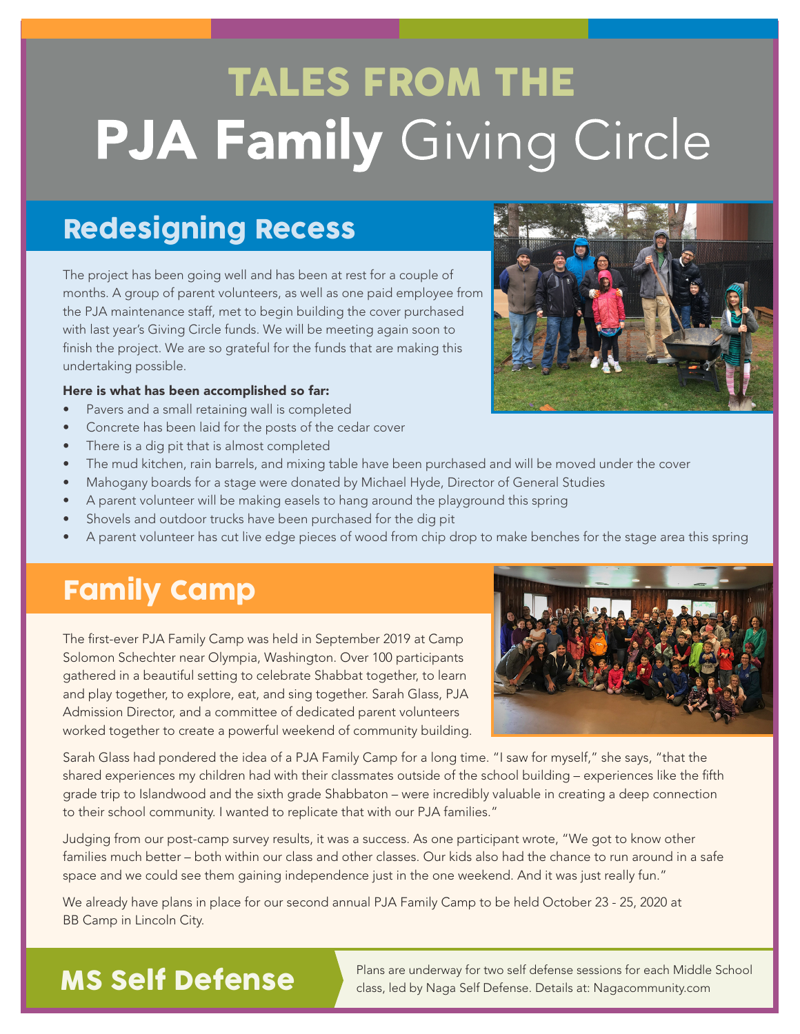# TALES FROM THE PJA Family Giving Circle

## Redesigning Recess

The project has been going well and has been at rest for a couple of months. A group of parent volunteers, as well as one paid employee from the PJA maintenance staff, met to begin building the cover purchased with last year's Giving Circle funds. We will be meeting again soon to finish the project. We are so grateful for the funds that are making this undertaking possible.

**Here is what has been accomplished so far:**

- Pavers and a small retaining wall is completed
- Concrete has been laid for the posts of the cedar cover
- There is a dig pit that is almost completed
- The mud kitchen, rain barrels, and mixing table have been purchased and will be moved under the cover
- Mahogany boards for a stage were donated by Michael Hyde, Director of General Studies
- A parent volunteer will be making easels to hang around the playground this spring
- Shovels and outdoor trucks have been purchased for the dig pit
- A parent volunteer has cut live edge pieces of wood from chip drop to make benches for the stage area this spring

## Family Camp

The first-ever PJA Family Camp was held in September 2019 at Camp Solomon Schechter near Olympia, Washington. Over 100 participants gathered in a beautiful setting to celebrate Shabbat together, to learn and play together, to explore, eat, and sing together. Sarah Glass, PJA Admission Director, and a committee of dedicated parent volunteers worked together to create a powerful weekend of community building.

Sarah Glass had pondered the idea of a PJA Family Camp for a long time. "I saw for myself," she says, "that the shared experiences my children had with their classmates outside of the school building – experiences like the fifth grade trip to Islandwood and the sixth grade Shabbaton – were incredibly valuable in creating a deep connection to their school community. I wanted to replicate that with our PJA families."

Judging from our post-camp survey results, it was a success. As one participant wrote, "We got to know other families much better – both within our class and other classes. Our kids also had the chance to run around in a safe space and we could see them gaining independence just in the one weekend. And it was just really fun."

We already have plans in place for our second annual PJA Family Camp to be held October 23 - 25, 2020 at BB Camp in Lincoln City.

## MS Self Defense

Plans are underway for two self defense sessions for each Middle School class, led by Naga Self Defense. Details at: Nagacommunity.com